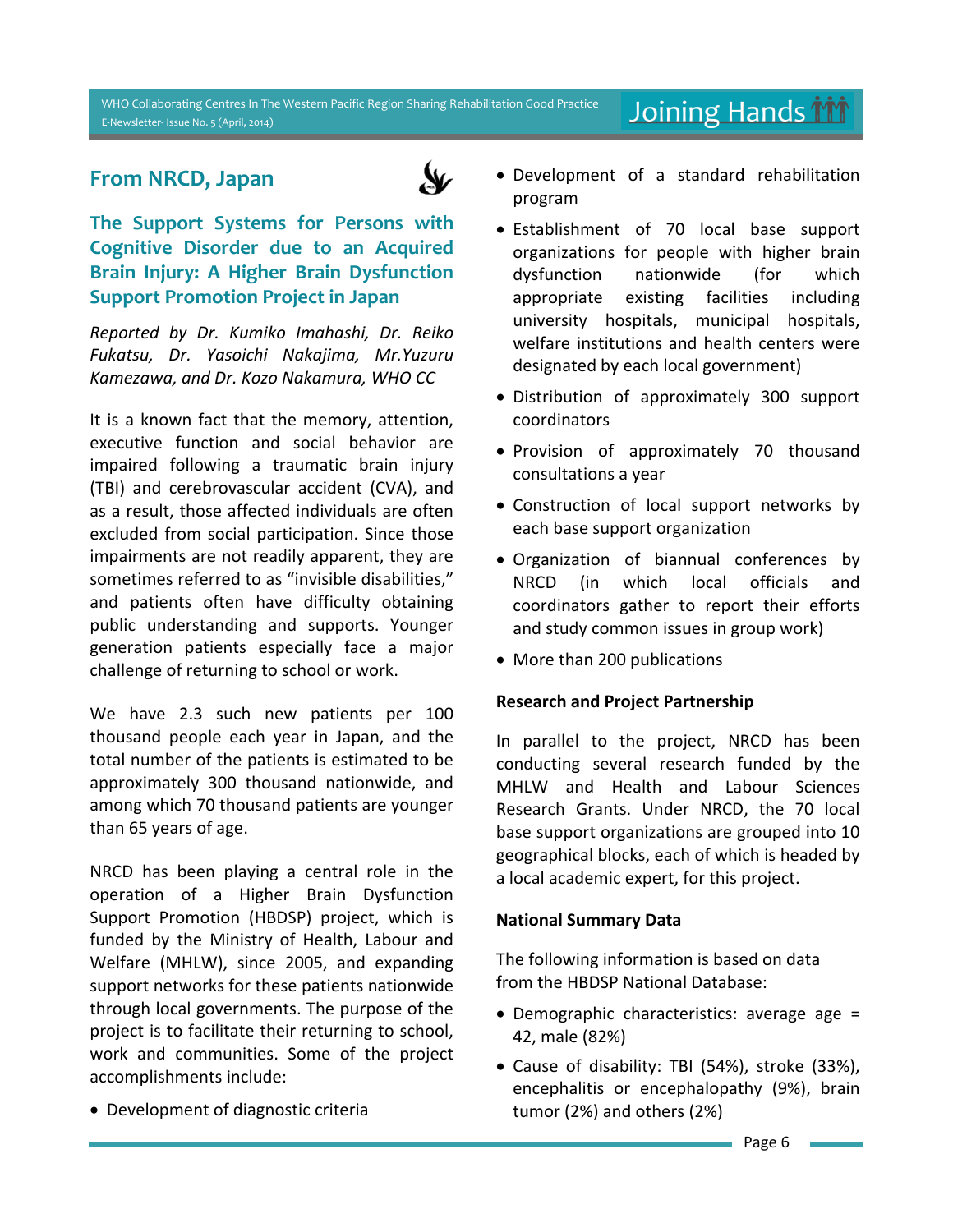## From NRCD, Japan

### The Support Systems for Persons with Cognitive Disorder due to an Acquired Brain Injury: A Higher Brain Dysfunction Support Promotion Project in Japan

*Reported by Dr. Kumiko Imahashi, Dr. Reiko Fukatsu, Dr. Yasoichi Nakajima, Mr.Yuzuru Kamezawa, and Dr. Kozo Nakamura, WHO CC*

It is a known fact that the memory, attention, executive function and social behavior are impaired following a traumatic brain injury (TBI) and cerebrovascular accident (CVA), and as a result, those affected individuals are often excluded from social participation. Since those impairments are not readily apparent, they are sometimes referred to as "invisible disabilities," and patients often have difficulty obtaining public understanding and supports. Younger generation patients especially face a major challenge of returning to school or work.

We have 2.3 such new patients per 100 thousand people each year in Japan, and the total number of the patients is estimated to be approximately 300 thousand nationwide, and among which 70 thousand patients are younger than 65 years of age.

NRCD has been playing a central role in the operation of a Higher Brain Dysfunction Support Promotion (HBDSP) project, which is funded by the Ministry of Health, Labour and Welfare (MHLW), since 2005, and expanding support networks for these patients nationwide through local governments. The purpose of the project is to facilitate their returning to school, work and communities. Some of the project accomplishments include:

- Development of diagnostic criteria
- Development of a standard rehabilitation program
- Establishment of 70 local base support organizations for people with higher brain dysfunction nationwide (for which appropriate existing facilities including university hospitals, municipal hospitals, welfare institutions and health centers were designated by each local government)
- Distribution of approximately 300 support coordinators
- Provision of approximately 70 thousand consultations a year
- Construction of local support networks by each base support organization
- Organization of biannual conferences by NRCD (in which local officials and coordinators gather to report their efforts and study common issues in group work)
- More than 200 publications

**Research and Project Partnership**

In parallel to the project, NRCD has been conducting several research funded by the MHLW and Health and Labour Sciences Research Grants. Under NRCD, the 70 local base support organizations are grouped into 10 geographical blocks, each of which is headed by a local academic expert, for this project.

**National Summary Data**

The following information is based on data from the HBDSP National Database:

- Demographic characteristics: average age = 42, male (82%)
- Cause of disability: TBI (54%), stroke (33%), encephalitis or encephalopathy (9%), brain tumor (2%) and others (2%)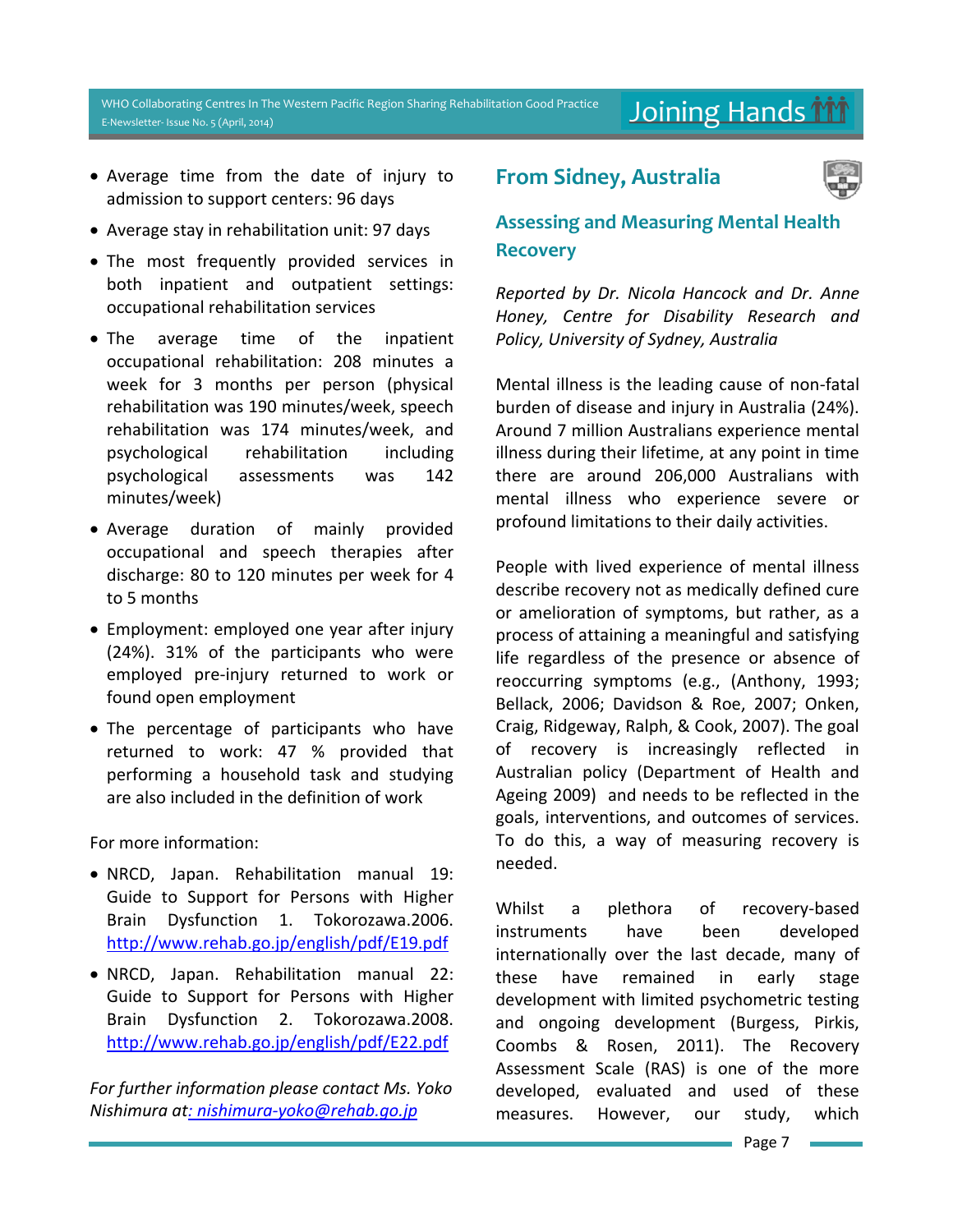- Average time from the date of injury to admission to support centers: 96 days
- Average stay in rehabilitation unit: 97 days
- The most frequently provided services in both inpatient and outpatient settings: occupational rehabilitation services
- The average time of the inpatient occupational rehabilitation: 208 minutes a week for 3 months per person (physical rehabilitation was 190 minutes/week, speech rehabilitation was 174 minutes/week, and psychological rehabilitation including psychological assessments was 142 minutes/week)
- Average duration of mainly provided occupational and speech therapies after discharge: 80 to 120 minutes per week for 4 to 5 months
- Employment: employed one year after injury (24%). 31% of the participants who were employed pre-injury returned to work or found open employment
- The percentage of participants who have returned to work: 47 % provided that performing a household task and studying are also included in the definition of work

For more information:

- NRCD, Japan. Rehabilitation manual 19: Guide to Support for Persons with Higher Brain Dysfunction 1. Tokorozawa.2006. http://www.rehab.go.jp/english/pdf/E19.pdf
- NRCD, Japan. Rehabilitation manual 22: Guide to Support for Persons with Higher Brain Dysfunction 2. Tokorozawa.2008. http://www.rehab.go.jp/english/pdf/E22.pdf

*For further information please contact Ms. Yoko Nishimura at: nishimura-yoko@rehab.go.jp*

## From Sidney, Australia

### Assessing and Measuring Mental Health Recovery

*Reported by Dr. Nicola Hancock and Dr. Anne Honey, Centre for Disability Research and Policy, University of Sydney, Australia*

Mental illness is the leading cause of non-fatal burden of disease and injury in Australia (24%). Around 7 million Australians experience mental illness during their lifetime, at any point in time there are around 206,000 Australians with mental illness who experience severe or profound limitations to their daily activities.

People with lived experience of mental illness describe recovery not as medically defined cure or amelioration of symptoms, but rather, as a process of attaining a meaningful and satisfying life regardless of the presence or absence of reoccurring symptoms (e.g., (Anthony, 1993; Bellack, 2006; Davidson & Roe, 2007; Onken, Craig, Ridgeway, Ralph, & Cook, 2007). The goal of recovery is increasingly reflected in Australian policy (Department of Health and Ageing 2009) and needs to be reflected in the goals, interventions, and outcomes of services. To do this, a way of measuring recovery is needed.

Whilst a plethora of recovery-based instruments have been developed internationally over the last decade, many of these have remained in early stage development with limited psychometric testing and ongoing development (Burgess, Pirkis, Coombs & Rosen, 2011). The Recovery Assessment Scale (RAS) is one of the more developed, evaluated and used of these measures. However, our study, which